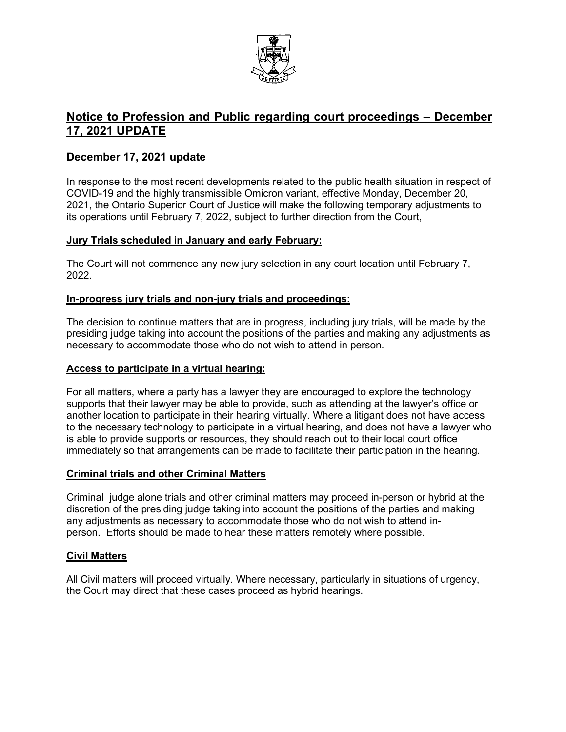# Notice to Profession and Public regarding court proceedings – December 17, 2021 UPDATE

## December 17, 2021 update

In response to the most recent developments related to the public health situation in respect of COVID-19 and the highly transmissible Omicron variant, effective Monday, December 20, 2021, the Ontario Superior Court of Justice will make the following temporary adjustments to its operations until February 7, 2022, subject to further direction from the Court,

### Jury Trials scheduled in January and early February:

The Court will not commence any new jury selection in any court location until February 7, 2022.

### In-progress jury trials and non-jury trials and proceedings:

The decision to continue matters that are in progress, including jury trials, will be made by the presiding judge taking into account the positions of the parties and making any adjustments as necessary to accommodate those who do not wish to attend in person.

### Access to participate in a virtual hearing:

For all matters, where a party has a lawyer they are encouraged to explore the technology supports that their lawyer may be able to provide, such as attending at the lawyer's office or another location to participate in their hearing virtually. Where a litigant does not have access to the necessary technology to participate in a virtual hearing, and does not have a lawyer who is able to provide supports or resources, they should reach out to their local court office immediately so that arrangements can be made to facilitate their participation in the hearing.

### Criminal trials and other Criminal Matters

Criminal judge alone trials and other criminal matters may proceed in-person or hybrid at the discretion of the presiding judge taking into account the positions of the parties and making any adjustments as necessary to accommodate those who do not wish to attend in-person. Efforts should be made to hear these matters remotely where possible.

### Civil Matters

All Civil matters will proceed virtually. Where necessary, particularly in situations of urgency, the Court may direct that these cases proceed as hybrid hearings.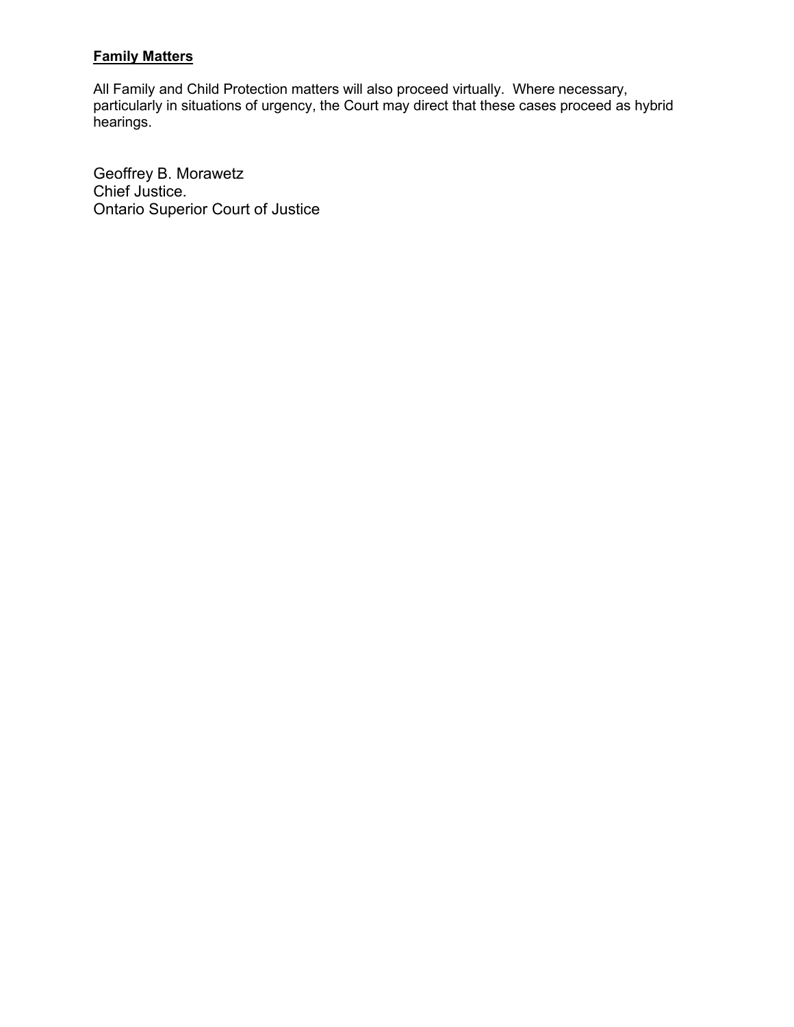**Family Matters**

All Family and Child Protection matters will also proceed virtually. Where necessary, particularly in situations of urgency, the Court may direct that these cases proceed as hybrid hearings.

Geoffrey B. Morawetz
Chief Justice.
Ontario Superior Court of Justice